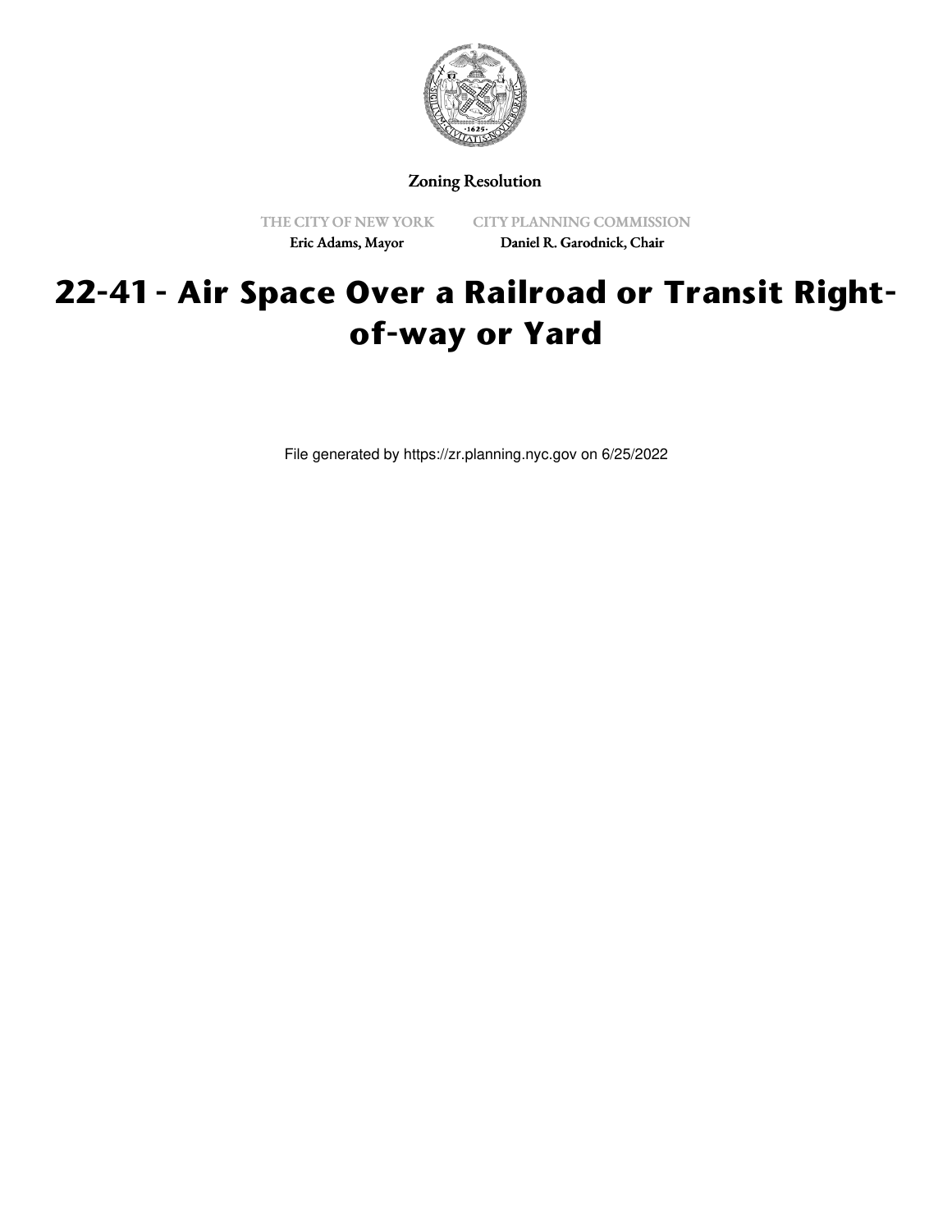Zoning Resolution

THE CITY OF NEW YORK
Eric Adams, Mayor

CITY PLANNING COMMISSION
Daniel R. Garodnick, Chair

# 22-41 - Air Space Over a Railroad or Transit Right-of-way or Yard

File generated by https://zr.planning.nyc.gov on 6/25/2022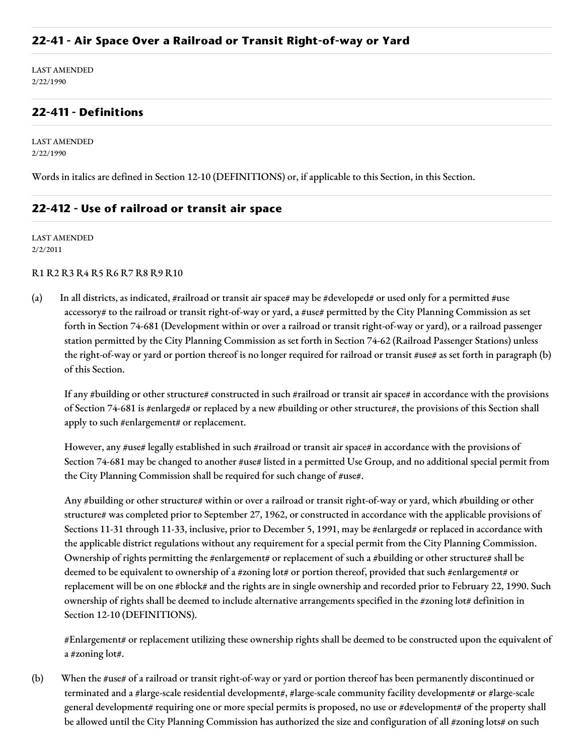## 22-41 - Air Space Over a Railroad or Transit Right-of-way or Yard

LAST AMENDED
2/22/1990

## 22-411 - Definitions

LAST AMENDED
2/22/1990

Words in italics are defined in Section 12-10 (DEFINITIONS) or, if applicable to this Section, in this Section.

## 22-412 - Use of railroad or transit air space

LAST AMENDED
2/2/2011

R1 R2 R3 R4 R5 R6 R7 R8 R9 R10

(a) In all districts, as indicated, #railroad or transit air space# may be #developed# or used only for a permitted #use accessory# to the railroad or transit right-of-way or yard, a #use# permitted by the City Planning Commission as set forth in Section 74-681 (Development within or over a railroad or transit right-of-way or yard), or a railroad passenger station permitted by the City Planning Commission as set forth in Section 74-62 (Railroad Passenger Stations) unless the right-of-way or yard or portion thereof is no longer required for railroad or transit #use# as set forth in paragraph (b) of this Section.

If any #building or other structure# constructed in such #railroad or transit air space# in accordance with the provisions of Section 74-681 is #enlarged# or replaced by a new #building or other structure#, the provisions of this Section shall apply to such #enlargement# or replacement.

However, any #use# legally established in such #railroad or transit air space# in accordance with the provisions of Section 74-681 may be changed to another #use# listed in a permitted Use Group, and no additional special permit from the City Planning Commission shall be required for such change of #use#.

Any #building or other structure# within or over a railroad or transit right-of-way or yard, which #building or other structure# was completed prior to September 27, 1962, or constructed in accordance with the applicable provisions of Sections 11-31 through 11-33, inclusive, prior to December 5, 1991, may be #enlarged# or replaced in accordance with the applicable district regulations without any requirement for a special permit from the City Planning Commission. Ownership of rights permitting the #enlargement# or replacement of such a #building or other structure# shall be deemed to be equivalent to ownership of a #zoning lot# or portion thereof, provided that such #enlargement# or replacement will be on one #block# and the rights are in single ownership and recorded prior to February 22, 1990. Such ownership of rights shall be deemed to include alternative arrangements specified in the #zoning lot# definition in Section 12-10 (DEFINITIONS).

#Enlargement# or replacement utilizing these ownership rights shall be deemed to be constructed upon the equivalent of a #zoning lot#.

(b) When the #use# of a railroad or transit right-of-way or yard or portion thereof has been permanently discontinued or terminated and a #large-scale residential development#, #large-scale community facility development# or #large-scale general development# requiring one or more special permits is proposed, no use or #development# of the property shall be allowed until the City Planning Commission has authorized the size and configuration of all #zoning lots# on such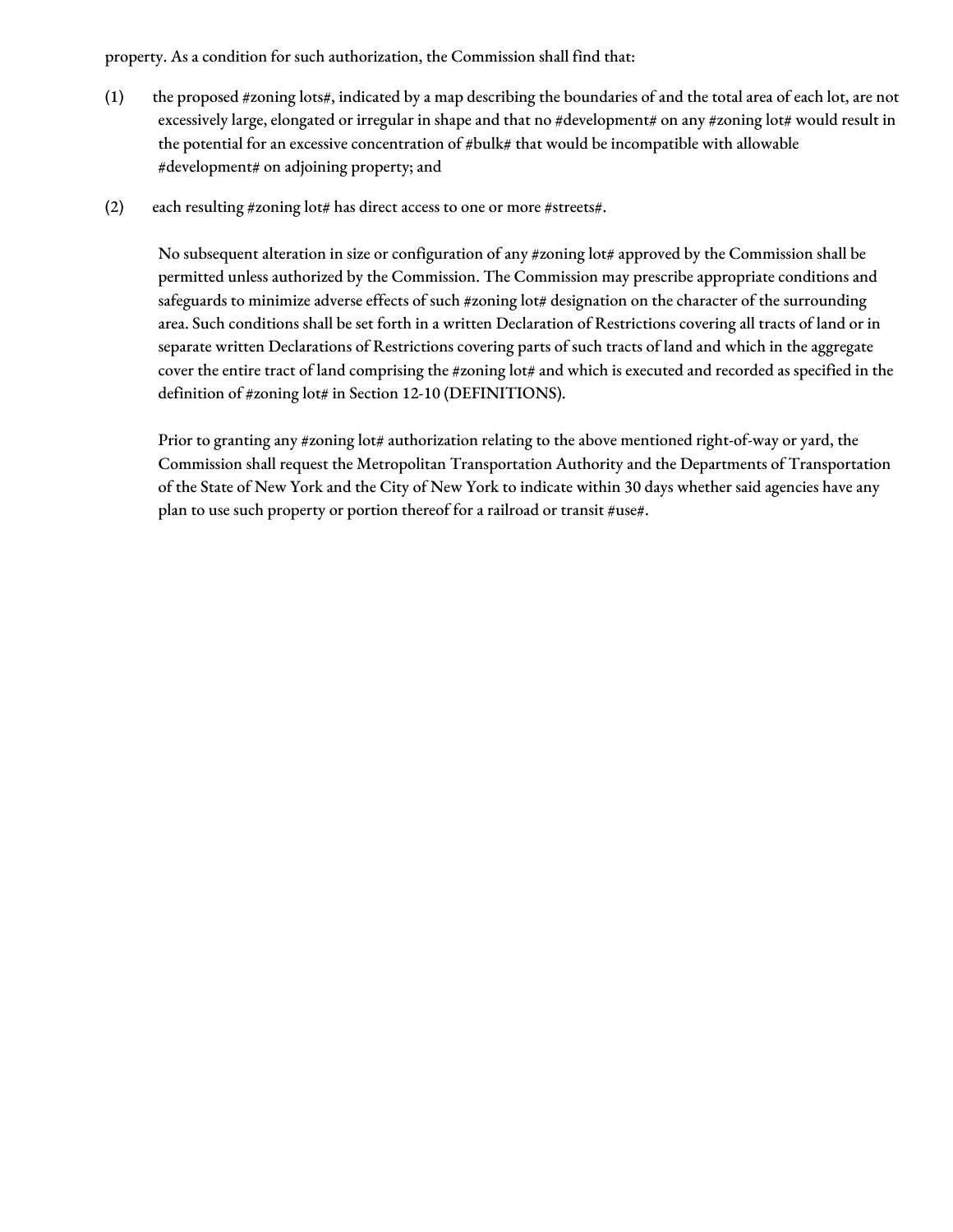property. As a condition for such authorization, the Commission shall find that:

(1) the proposed #zoning lots#, indicated by a map describing the boundaries of and the total area of each lot, are not excessively large, elongated or irregular in shape and that no #development# on any #zoning lot# would result in the potential for an excessive concentration of #bulk# that would be incompatible with allowable #development# on adjoining property; and

(2) each resulting #zoning lot# has direct access to one or more #streets#.

No subsequent alteration in size or configuration of any #zoning lot# approved by the Commission shall be permitted unless authorized by the Commission. The Commission may prescribe appropriate conditions and safeguards to minimize adverse effects of such #zoning lot# designation on the character of the surrounding area. Such conditions shall be set forth in a written Declaration of Restrictions covering all tracts of land or in separate written Declarations of Restrictions covering parts of such tracts of land and which in the aggregate cover the entire tract of land comprising the #zoning lot# and which is executed and recorded as specified in the definition of #zoning lot# in Section 12-10 (DEFINITIONS).

Prior to granting any #zoning lot# authorization relating to the above mentioned right-of-way or yard, the Commission shall request the Metropolitan Transportation Authority and the Departments of Transportation of the State of New York and the City of New York to indicate within 30 days whether said agencies have any plan to use such property or portion thereof for a railroad or transit #use#.